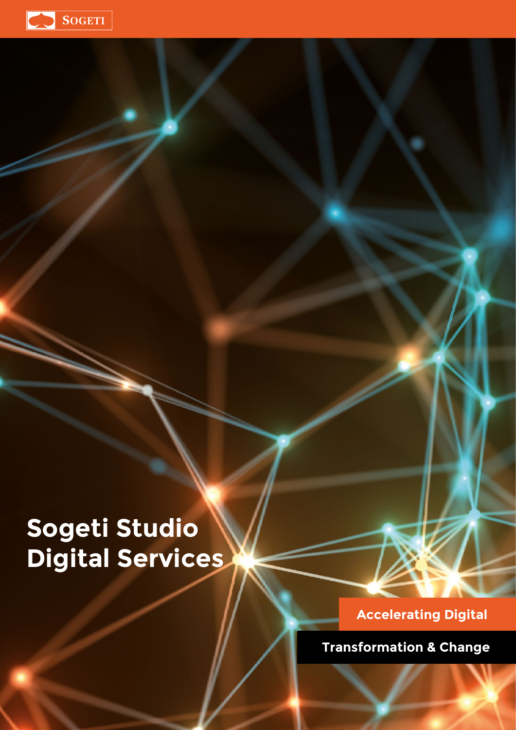SOGETI

# Sogeti Studio Digital Services

**Accelerating Digital**

**Transformation & Change**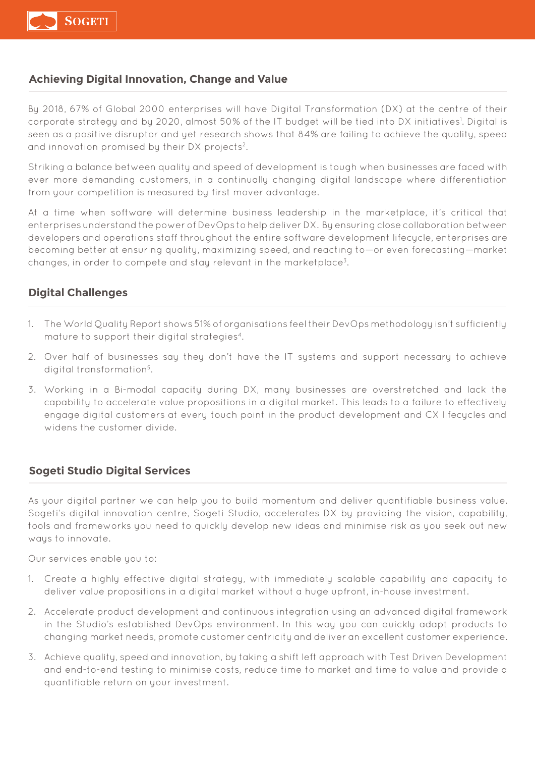## Achieving Digital Innovation, Change and Value

By 2018, 67% of Global 2000 enterprises will have Digital Transformation (DX) at the centre of their corporate strategy and by 2020, almost 50% of the IT budget will be tied into DX initiatives[1]. Digital is seen as a positive disruptor and yet research shows that 84% are failing to achieve the quality, speed and innovation promised by their DX projects[2].

Striking a balance between quality and speed of development is tough when businesses are faced with ever more demanding customers, in a continually changing digital landscape where differentiation from your competition is measured by first mover advantage.

At a time when software will determine business leadership in the marketplace, it's critical that enterprises understand the power of DevOps to help deliver DX. By ensuring close collaboration between developers and operations staff throughout the entire software development lifecycle, enterprises are becoming better at ensuring quality, maximizing speed, and reacting to—or even forecasting—market changes, in order to compete and stay relevant in the marketplace[3].

## Digital Challenges

1. The World Quality Report shows 51% of organisations feel their DevOps methodology isn't sufficiently mature to support their digital strategies[4].
2. Over half of businesses say they don't have the IT systems and support necessary to achieve digital transformation[5].
3. Working in a Bi-modal capacity during DX, many businesses are overstretched and lack the capability to accelerate value propositions in a digital market. This leads to a failure to effectively engage digital customers at every touch point in the product development and CX lifecycles and widens the customer divide.

## Sogeti Studio Digital Services

As your digital partner we can help you to build momentum and deliver quantifiable business value. Sogeti's digital innovation centre, Sogeti Studio, accelerates DX by providing the vision, capability, tools and frameworks you need to quickly develop new ideas and minimise risk as you seek out new ways to innovate.

Our services enable you to:

1. Create a highly effective digital strategy, with immediately scalable capability and capacity to deliver value propositions in a digital market without a huge upfront, in-house investment.
2. Accelerate product development and continuous integration using an advanced digital framework in the Studio's established DevOps environment. In this way you can quickly adapt products to changing market needs, promote customer centricity and deliver an excellent customer experience.
3. Achieve quality, speed and innovation, by taking a shift left approach with Test Driven Development and end-to-end testing to minimise costs, reduce time to market and time to value and provide a quantifiable return on your investment.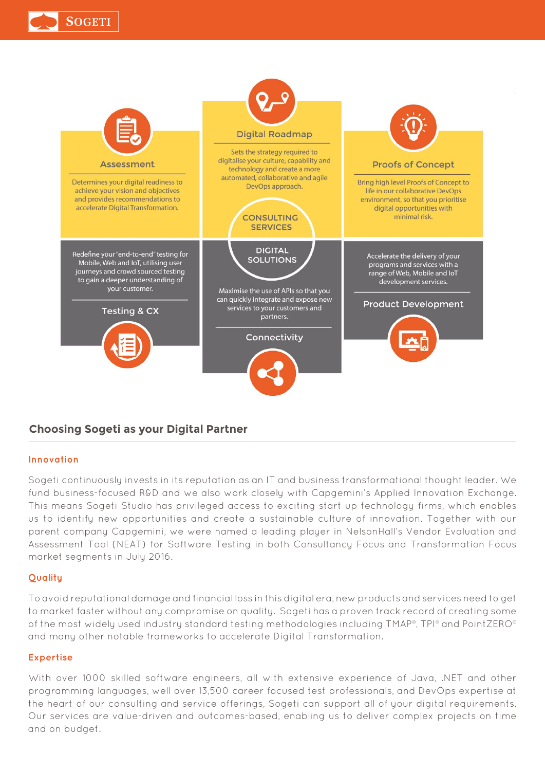### Assessment

Determines your digital readiness to achieve your vision and objectives and provides recommendations to accelerate Digital Transformation.

### Digital Roadmap

Sets the strategy required to digitalise your culture, capability and technology and create a more automated, collaborative and agile DevOps approach.

### Proofs of Concept

Bring high level Proofs of Concept to life in our collaborative DevOps environment, so that you prioritise digital opportunities with minimal risk.

**CONSULTING SERVICES**

**DIGITAL SOLUTIONS**

### Testing & CX

Redefine your "end-to-end" testing for Mobile, Web and IoT, utilising user journeys and crowd sourced testing to gain a deeper understanding of your customer.

### Connectivity

Maximise the use of APIs so that you can quickly integrate and expose new services to your customers and partners.

### Product Development

Accelerate the delivery of your programs and services with a range of Web, Mobile and IoT development services.

## Choosing Sogeti as your Digital Partner

### Innovation

Sogeti continuously invests in its reputation as an IT and business transformational thought leader. We fund business-focused R&D and we also work closely with Capgemini's Applied Innovation Exchange. This means Sogeti Studio has privileged access to exciting start up technology firms, which enables us to identify new opportunities and create a sustainable culture of innovation. Together with our parent company Capgemini, we were named a leading player in NelsonHall's Vendor Evaluation and Assessment Tool (NEAT) for Software Testing in both Consultancy Focus and Transformation Focus market segments in July 2016.

### Quality

To avoid reputational damage and financial loss in this digital era, new products and services need to get to market faster without any compromise on quality. Sogeti has a proven track record of creating some of the most widely used industry standard testing methodologies including TMAP®, TPI® and PointZERO® and many other notable frameworks to accelerate Digital Transformation.

### Expertise

With over 1000 skilled software engineers, all with extensive experience of Java, .NET and other programming languages, well over 13,500 career focused test professionals, and DevOps expertise at the heart of our consulting and service offerings, Sogeti can support all of your digital requirements. Our services are value-driven and outcomes-based, enabling us to deliver complex projects on time and on budget.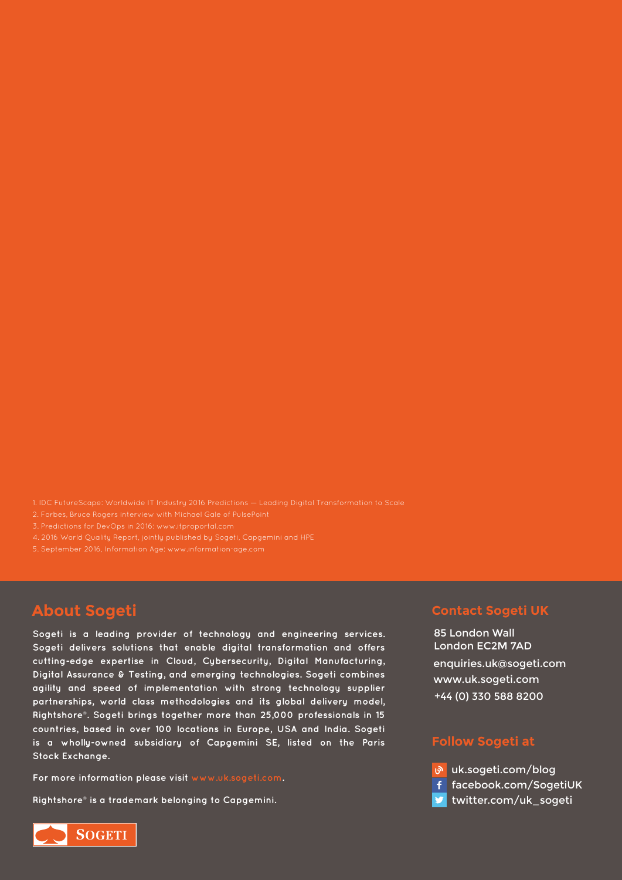1. IDC FutureScape: Worldwide IT Industry 2016 Predictions — Leading Digital Transformation to Scale
2. Forbes, Bruce Rogers interview with Michael Gale of PulsePoint
3. Predictions for DevOps in 2016: www.itproportal.com
4. 2016 World Quality Report, jointly published by Sogeti, Capgemini and HPE
5. September 2016, Information Age: www.information-age.com

## About Sogeti

Sogeti is a leading provider of technology and engineering services. Sogeti delivers solutions that enable digital transformation and offers cutting-edge expertise in Cloud, Cybersecurity, Digital Manufacturing, Digital Assurance & Testing, and emerging technologies. Sogeti combines agility and speed of implementation with strong technology supplier partnerships, world class methodologies and its global delivery model, Rightshore®. Sogeti brings together more than 25,000 professionals in 15 countries, based in over 100 locations in Europe, USA and India. Sogeti is a wholly-owned subsidiary of Capgemini SE, listed on the Paris Stock Exchange.

For more information please visit www.uk.sogeti.com.

Rightshore® is a trademark belonging to Capgemini.

SOGETI

## Contact Sogeti UK

85 London Wall
London EC2M 7AD

enquiries.uk@sogeti.com
www.uk.sogeti.com
+44 (0) 330 588 8200

## Follow Sogeti at

- uk.sogeti.com/blog
- facebook.com/SogetiUK
- twitter.com/uk_sogeti